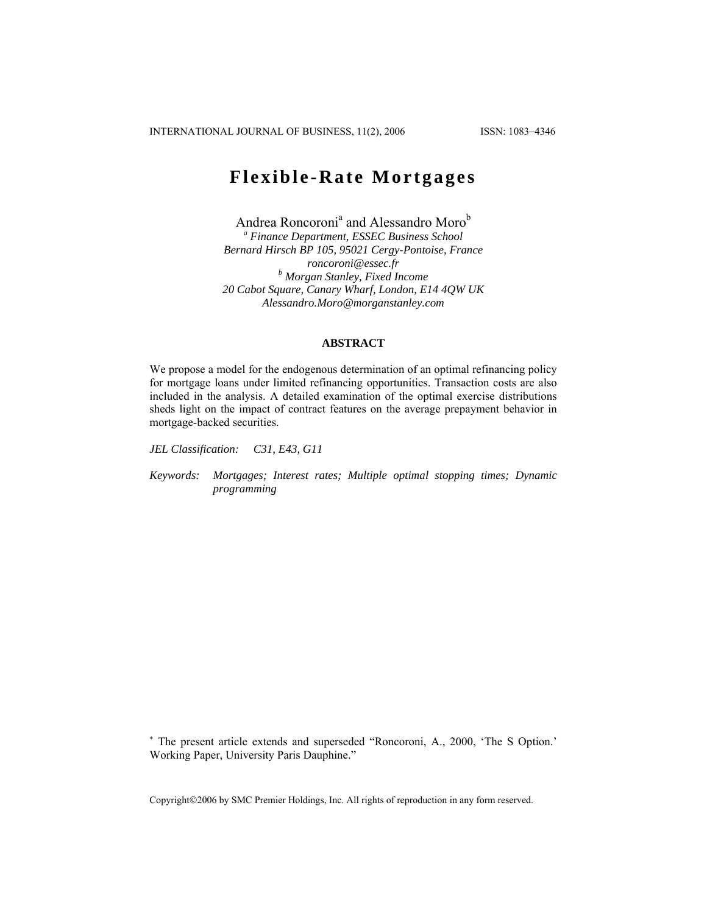# Flexible-Rate Mortgages

Andrea Roncoroni[a] and Alessandro Moro[b]

[a] *Finance Department, ESSEC Business School*
*Bernard Hirsch BP 105, 95021 Cergy-Pontoise, France*
*roncoroni@essec.fr*
[b] *Morgan Stanley, Fixed Income*
*20 Cabot Square, Canary Wharf, London, E14 4QW UK*
*Alessandro.Moro@morganstanley.com*

## ABSTRACT

We propose a model for the endogenous determination of an optimal refinancing policy for mortgage loans under limited refinancing opportunities. Transaction costs are also included in the analysis. A detailed examination of the optimal exercise distributions sheds light on the impact of contract features on the average prepayment behavior in mortgage-backed securities.

*JEL Classification:* *C31, E43, G11*

*Keywords:* *Mortgages; Interest rates; Multiple optimal stopping times; Dynamic programming*

[*] The present article extends and superseded "Roncoroni, A., 2000, 'The S Option.' Working Paper, University Paris Dauphine."

Copyright©2006 by SMC Premier Holdings, Inc. All rights of reproduction in any form reserved.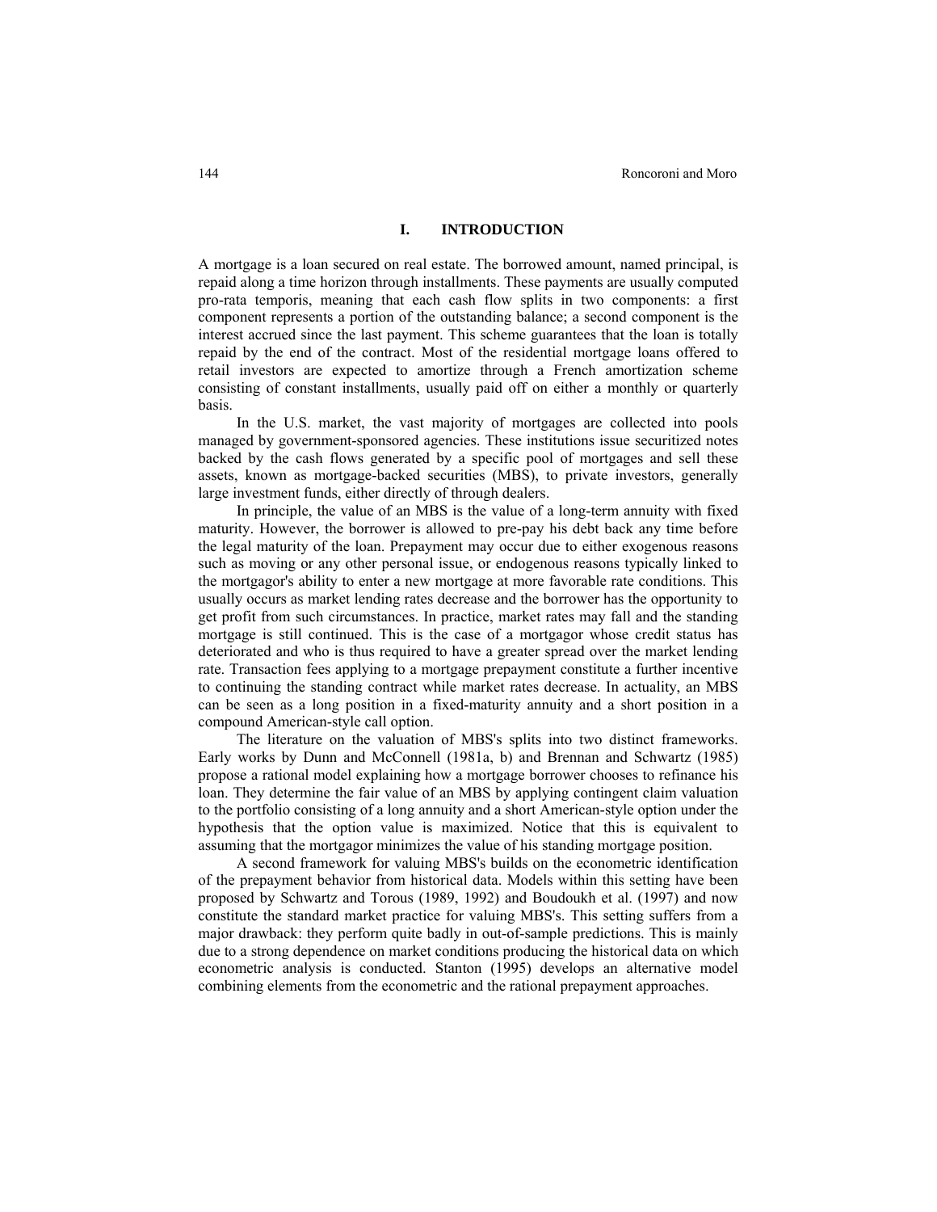# I. INTRODUCTION

A mortgage is a loan secured on real estate. The borrowed amount, named principal, is repaid along a time horizon through installments. These payments are usually computed pro-rata temporis, meaning that each cash flow splits in two components: a first component represents a portion of the outstanding balance; a second component is the interest accrued since the last payment. This scheme guarantees that the loan is totally repaid by the end of the contract. Most of the residential mortgage loans offered to retail investors are expected to amortize through a French amortization scheme consisting of constant installments, usually paid off on either a monthly or quarterly basis.

In the U.S. market, the vast majority of mortgages are collected into pools managed by government-sponsored agencies. These institutions issue securitized notes backed by the cash flows generated by a specific pool of mortgages and sell these assets, known as mortgage-backed securities (MBS), to private investors, generally large investment funds, either directly of through dealers.

In principle, the value of an MBS is the value of a long-term annuity with fixed maturity. However, the borrower is allowed to pre-pay his debt back any time before the legal maturity of the loan. Prepayment may occur due to either exogenous reasons such as moving or any other personal issue, or endogenous reasons typically linked to the mortgagor's ability to enter a new mortgage at more favorable rate conditions. This usually occurs as market lending rates decrease and the borrower has the opportunity to get profit from such circumstances. In practice, market rates may fall and the standing mortgage is still continued. This is the case of a mortgagor whose credit status has deteriorated and who is thus required to have a greater spread over the market lending rate. Transaction fees applying to a mortgage prepayment constitute a further incentive to continuing the standing contract while market rates decrease. In actuality, an MBS can be seen as a long position in a fixed-maturity annuity and a short position in a compound American-style call option.

The literature on the valuation of MBS's splits into two distinct frameworks. Early works by Dunn and McConnell (1981a, b) and Brennan and Schwartz (1985) propose a rational model explaining how a mortgage borrower chooses to refinance his loan. They determine the fair value of an MBS by applying contingent claim valuation to the portfolio consisting of a long annuity and a short American-style option under the hypothesis that the option value is maximized. Notice that this is equivalent to assuming that the mortgagor minimizes the value of his standing mortgage position.

A second framework for valuing MBS's builds on the econometric identification of the prepayment behavior from historical data. Models within this setting have been proposed by Schwartz and Torous (1989, 1992) and Boudoukh et al. (1997) and now constitute the standard market practice for valuing MBS's. This setting suffers from a major drawback: they perform quite badly in out-of-sample predictions. This is mainly due to a strong dependence on market conditions producing the historical data on which econometric analysis is conducted. Stanton (1995) develops an alternative model combining elements from the econometric and the rational prepayment approaches.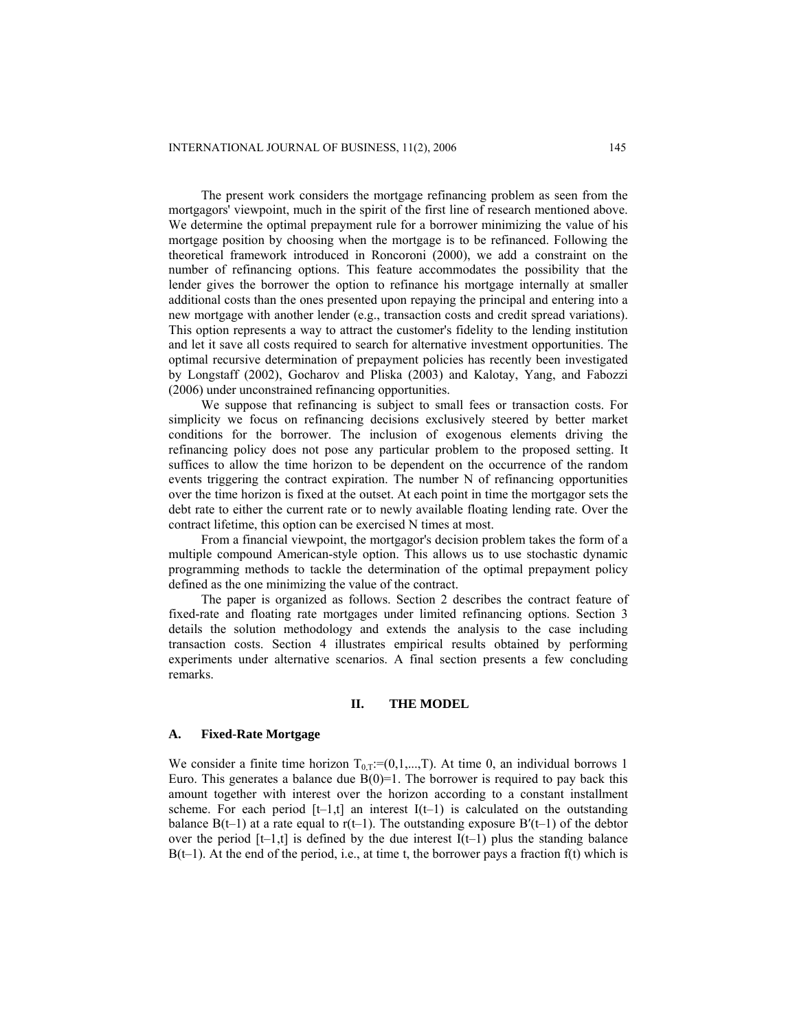The present work considers the mortgage refinancing problem as seen from the mortgagors' viewpoint, much in the spirit of the first line of research mentioned above. We determine the optimal prepayment rule for a borrower minimizing the value of his mortgage position by choosing when the mortgage is to be refinanced. Following the theoretical framework introduced in Roncoroni (2000), we add a constraint on the number of refinancing options. This feature accommodates the possibility that the lender gives the borrower the option to refinance his mortgage internally at smaller additional costs than the ones presented upon repaying the principal and entering into a new mortgage with another lender (e.g., transaction costs and credit spread variations). This option represents a way to attract the customer's fidelity to the lending institution and let it save all costs required to search for alternative investment opportunities. The optimal recursive determination of prepayment policies has recently been investigated by Longstaff (2002), Gocharov and Pliska (2003) and Kalotay, Yang, and Fabozzi (2006) under unconstrained refinancing opportunities.

We suppose that refinancing is subject to small fees or transaction costs. For simplicity we focus on refinancing decisions exclusively steered by better market conditions for the borrower. The inclusion of exogenous elements driving the refinancing policy does not pose any particular problem to the proposed setting. It suffices to allow the time horizon to be dependent on the occurrence of the random events triggering the contract expiration. The number N of refinancing opportunities over the time horizon is fixed at the outset. At each point in time the mortgagor sets the debt rate to either the current rate or to newly available floating lending rate. Over the contract lifetime, this option can be exercised N times at most.

From a financial viewpoint, the mortgagor's decision problem takes the form of a multiple compound American-style option. This allows us to use stochastic dynamic programming methods to tackle the determination of the optimal prepayment policy defined as the one minimizing the value of the contract.

The paper is organized as follows. Section 2 describes the contract feature of fixed-rate and floating rate mortgages under limited refinancing options. Section 3 details the solution methodology and extends the analysis to the case including transaction costs. Section 4 illustrates empirical results obtained by performing experiments under alternative scenarios. A final section presents a few concluding remarks.

## II. THE MODEL

### A. Fixed-Rate Mortgage

We consider a finite time horizon $T_{0,T}:=(0,1,...,T)$. At time 0, an individual borrows 1 Euro. This generates a balance due $B(0)=1$. The borrower is required to pay back this amount together with interest over the horizon according to a constant installment scheme. For each period $[t-1,t]$ an interest $I(t-1)$ is calculated on the outstanding balance $B(t-1)$ at a rate equal to $r(t-1)$. The outstanding exposure $B'(t-1)$ of the debtor over the period $[t-1,t]$ is defined by the due interest $I(t-1)$ plus the standing balance $B(t-1)$. At the end of the period, i.e., at time t, the borrower pays a fraction $f(t)$ which is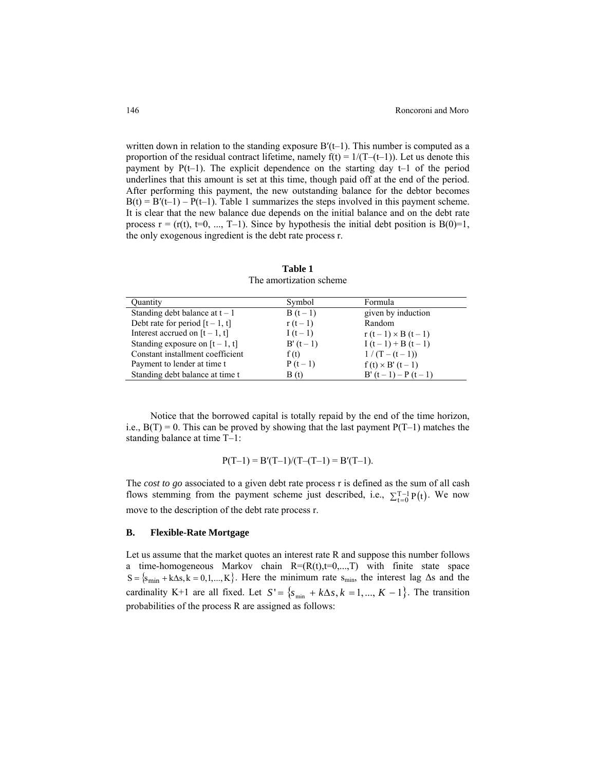written down in relation to the standing exposure $B'(t-1)$. This number is computed as a proportion of the residual contract lifetime, namely $f(t) = 1/(T-(t-1))$. Let us denote this payment by $P(t-1)$. The explicit dependence on the starting day $t-1$ of the period underlines that this amount is set at this time, though paid off at the end of the period. After performing this payment, the new outstanding balance for the debtor becomes $B(t) = B'(t-1) - P(t-1)$. Table 1 summarizes the steps involved in this payment scheme. It is clear that the new balance due depends on the initial balance and on the debt rate process $r = (r(t), t=0, ..., T-1)$. Since by hypothesis the initial debt position is $B(0)=1$, the only exogenous ingredient is the debt rate process r.

**Table 1**
The amortization scheme

| Quantity | Symbol | Formula |
|---|---|---|
| Standing debt balance at $t-1$ | $B(t-1)$ | given by induction |
| Debt rate for period $[t-1, t]$ | $r(t-1)$ | Random |
| Interest accrued on $[t-1, t]$ | $I(t-1)$ | $r(t-1) \times B(t-1)$ |
| Standing exposure on $[t-1, t]$ | $B'(t-1)$ | $I(t-1) + B(t-1)$ |
| Constant installment coefficient | $f(t)$ | $1/(T-(t-1))$ |
| Payment to lender at time t | $P(t-1)$ | $f(t) \times B'(t-1)$ |
| Standing debt balance at time t | $B(t)$ | $B'(t-1) - P(t-1)$ |

Notice that the borrowed capital is totally repaid by the end of the time horizon, i.e., $B(T) = 0$. This can be proved by showing that the last payment $P(T-1)$ matches the standing balance at time $T-1$:

$$P(T-1) = B'(T-1)/(T-(T-1)) = B'(T-1).$$

The *cost to go* associated to a given debt rate process r is defined as the sum of all cash flows stemming from the payment scheme just described, i.e., $\sum_{t=0}^{T-1} P(t)$. We now move to the description of the debt rate process r.

## B. Flexible-Rate Mortgage

Let us assume that the market quotes an interest rate R and suppose this number follows a time-homogeneous Markov chain $R=(R(t),t=0,...,T)$ with finite state space $S = \{s_{\min} + k\Delta s, k = 0,1,...,K\}$. Here the minimum rate $s_{\min}$, the interest lag $\Delta s$ and the cardinality K+1 are all fixed. Let $S' = \{s_{\min} + k\Delta s, k = 1,..., K-1\}$. The transition probabilities of the process R are assigned as follows: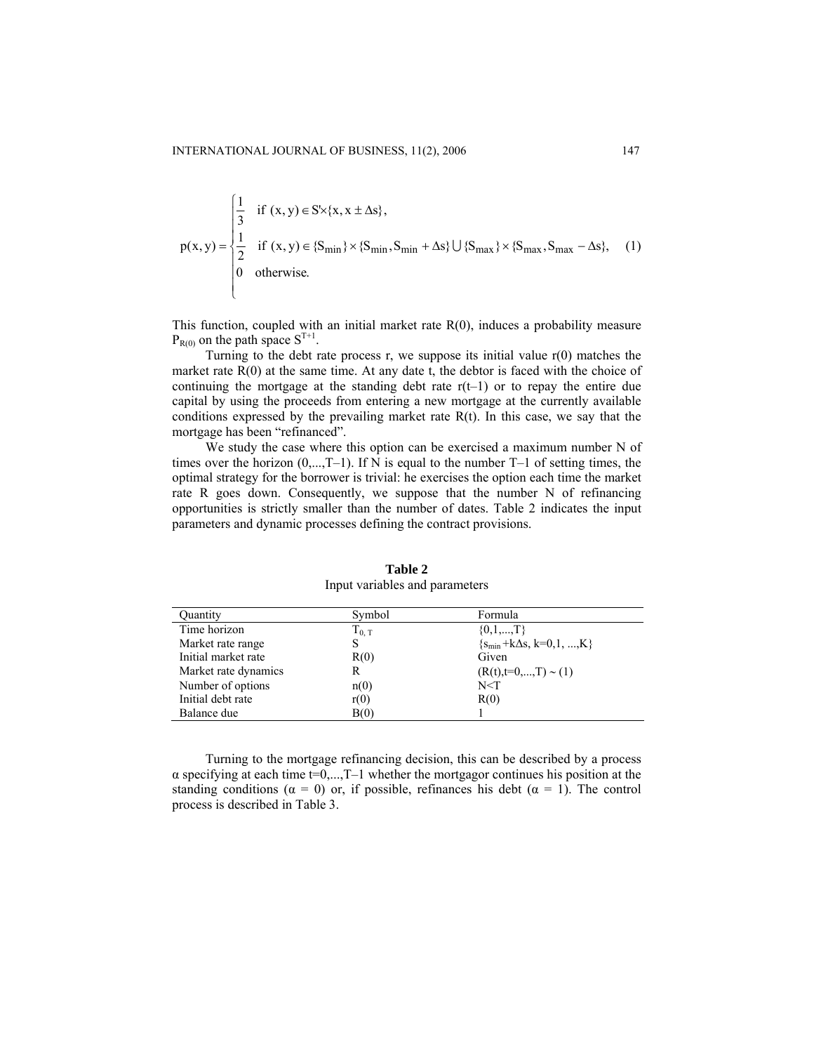$$p(x,y)=\begin{cases}\frac{1}{3} & \text{if } (x,y)\in S'\times\{x, x\pm\Delta s\},\\ \frac{1}{2} & \text{if } (x,y)\in \{S_{\min}\}\times\{S_{\min}, S_{\min}+\Delta s\}\bigcup\{S_{\max}\}\times\{S_{\max}, S_{\max}-\Delta s\},\\ 0 & \text{otherwise.}\end{cases} \quad (1)$$

This function, coupled with an initial market rate R(0), induces a probability measure $P_{R(0)}$ on the path space $S^{T+1}$.

Turning to the debt rate process r, we suppose its initial value r(0) matches the market rate R(0) at the same time. At any date t, the debtor is faced with the choice of continuing the mortgage at the standing debt rate r(t–1) or to repay the entire due capital by using the proceeds from entering a new mortgage at the currently available conditions expressed by the prevailing market rate R(t). In this case, we say that the mortgage has been "refinanced".

We study the case where this option can be exercised a maximum number N of times over the horizon (0,...,T–1). If N is equal to the number T–1 of setting times, the optimal strategy for the borrower is trivial: he exercises the option each time the market rate R goes down. Consequently, we suppose that the number N of refinancing opportunities is strictly smaller than the number of dates. Table 2 indicates the input parameters and dynamic processes defining the contract provisions.

**Table 2**
Input variables and parameters

| Quantity | Symbol | Formula |
|---|---|---|
| Time horizon | $T_{0,T}$ | $\{0,1,...,T\}$ |
| Market rate range | S | $\{s_{\min}+k\Delta s, k=0,1, ...,K\}$ |
| Initial market rate | R(0) | Given |
| Market rate dynamics | R | $(R(t),t=0,...,T) \sim (1)$ |
| Number of options | n(0) | N<T |
| Initial debt rate | r(0) | R(0) |
| Balance due | B(0) | 1 |

Turning to the mortgage refinancing decision, this can be described by a process α specifying at each time t=0,...,T–1 whether the mortgagor continues his position at the standing conditions (α = 0) or, if possible, refinances his debt (α = 1). The control process is described in Table 3.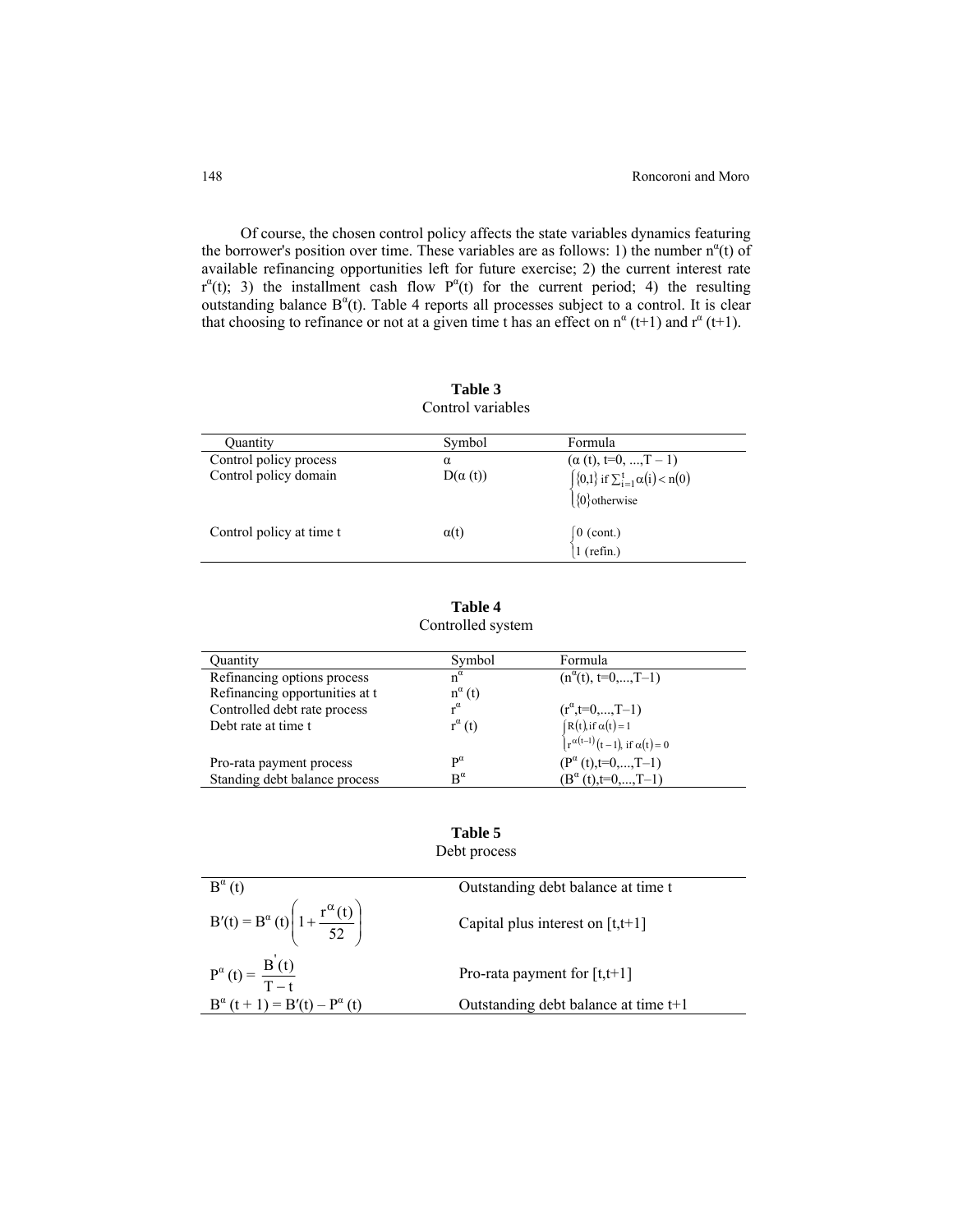Of course, the chosen control policy affects the state variables dynamics featuring the borrower's position over time. These variables are as follows: 1) the number $n^{\alpha}(t)$ of available refinancing opportunities left for future exercise; 2) the current interest rate $r^{\alpha}(t)$; 3) the installment cash flow $P^{\alpha}(t)$ for the current period; 4) the resulting outstanding balance $B^{\alpha}(t)$. Table 4 reports all processes subject to a control. It is clear that choosing to refinance or not at a given time t has an effect on $n^{\alpha}(t+1)$ and $r^{\alpha}(t+1)$.

**Table 3**

Control variables

| Quantity | Symbol | Formula |
|---|---|---|
| Control policy process | $\alpha$ | $(\alpha(t), t=0, ..., T-1)$ |
| Control policy domain | $D(\alpha(t))$ | $\begin{cases} \{0,1\} \text{ if } \sum_{i=1}^{t} \alpha(i) < n(0) \\ \{0\} \text{otherwise} \end{cases}$ |
| Control policy at time t | $\alpha(t)$ | $\begin{cases} 0 \text{ (cont.)} \\ 1 \text{ (refin.)} \end{cases}$ |

**Table 4**

Controlled system

| Quantity | Symbol | Formula |
|---|---|---|
| Refinancing options process | $n^{\alpha}$ | $(n^{\alpha}(t), t=0,...,T-1)$ |
| Refinancing opportunities at t | $n^{\alpha}(t)$ | |
| Controlled debt rate process | $r^{\alpha}$ | $(r^{\alpha}, t=0,...,T-1)$ |
| Debt rate at time t | $r^{\alpha}(t)$ | $\begin{cases} R(t), \text{if } \alpha(t)=1 \\ r^{\alpha(t-1)}(t-1), \text{ if } \alpha(t)=0 \end{cases}$ |
| Pro-rata payment process | $P^{\alpha}$ | $(P^{\alpha}(t), t=0,...,T-1)$ |
| Standing debt balance process | $B^{\alpha}$ | $(B^{\alpha}(t), t=0,...,T-1)$ |

**Table 5**

Debt process

| | |
|---|---|
| $B^{\alpha}(t)$ | Outstanding debt balance at time t |
| $B'(t) = B^{\alpha}(t)\left(1+\frac{r^{\alpha}(t)}{52}\right)$ | Capital plus interest on [t,t+1] |
| $P^{\alpha}(t) = \frac{B'(t)}{T-t}$ | Pro-rata payment for [t,t+1] |
| $B^{\alpha}(t+1) = B'(t) - P^{\alpha}(t)$ | Outstanding debt balance at time t+1 |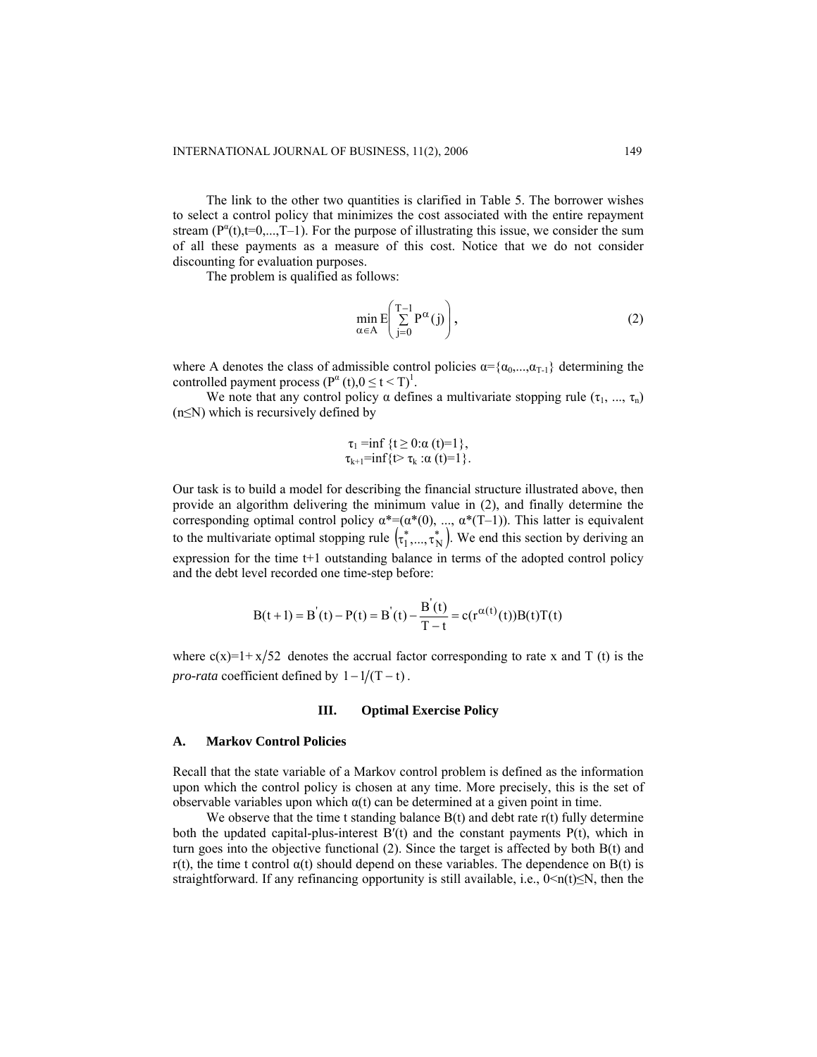The link to the other two quantities is clarified in Table 5. The borrower wishes to select a control policy that minimizes the cost associated with the entire repayment stream ($P^{\alpha}(t), t=0,...,T-1$). For the purpose of illustrating this issue, we consider the sum of all these payments as a measure of this cost. Notice that we do not consider discounting for evaluation purposes.

The problem is qualified as follows:

$$\min_{\alpha \in A} E\left( \sum_{j=0}^{T-1} P^{\alpha}(j) \right), \tag{2}$$

where A denotes the class of admissible control policies $\alpha=\{\alpha_0,...,\alpha_{T-1}\}$ determining the controlled payment process $(P^{\alpha}(t), 0 \le t < T)$[1].

We note that any control policy α defines a multivariate stopping rule $(\tau_1, ..., \tau_n)$ $(n \le N)$ which is recursively defined by

$$\tau_1 = \inf\{t \ge 0 : \alpha(t)=1\},$$
$$\tau_{k+1} = \inf\{t > \tau_k : \alpha(t)=1\}.$$

Our task is to build a model for describing the financial structure illustrated above, then provide an algorithm delivering the minimum value in (2), and finally determine the corresponding optimal control policy $\alpha^*=(\alpha^*(0), ..., \alpha^*(T-1))$. This latter is equivalent to the multivariate optimal stopping rule $(\tau_1^*,...,\tau_N^*)$. We end this section by deriving an expression for the time t+1 outstanding balance in terms of the adopted control policy and the debt level recorded one time-step before:

$$B(t+1) = B'(t) - P(t) = B'(t) - \frac{B'(t)}{T-t} = c(r^{\alpha(t)}(t))B(t)T(t)$$

where $c(x)=1+x/52$ denotes the accrual factor corresponding to rate x and T (t) is the *pro-rata* coefficient defined by $1-1/(T-t)$.

## III. Optimal Exercise Policy

### A. Markov Control Policies

Recall that the state variable of a Markov control problem is defined as the information upon which the control policy is chosen at any time. More precisely, this is the set of observable variables upon which α(t) can be determined at a given point in time.

We observe that the time t standing balance B(t) and debt rate r(t) fully determine both the updated capital-plus-interest B′(t) and the constant payments P(t), which in turn goes into the objective functional (2). Since the target is affected by both B(t) and r(t), the time t control α(t) should depend on these variables. The dependence on B(t) is straightforward. If any refinancing opportunity is still available, i.e., $0<n(t) \le N$, then the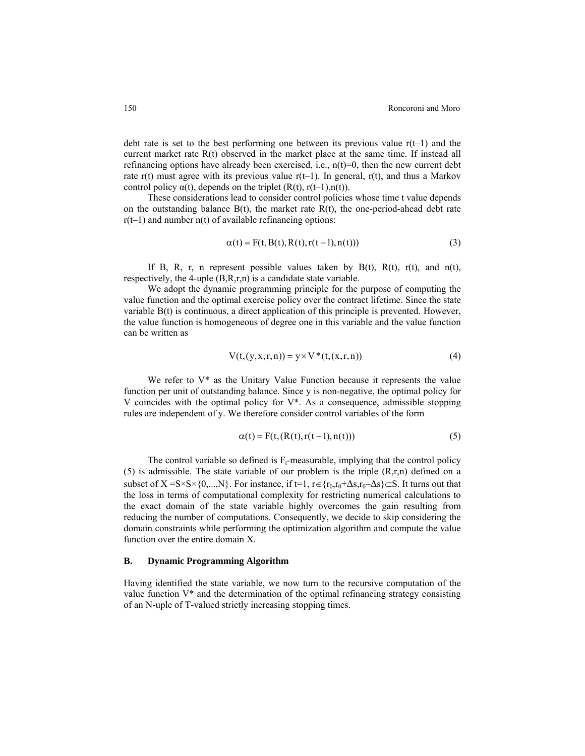debt rate is set to the best performing one between its previous value $r(t-1)$ and the current market rate $R(t)$ observed in the market place at the same time. If instead all refinancing options have already been exercised, i.e., $n(t)=0$, then the new current debt rate $r(t)$ must agree with its previous value $r(t-1)$. In general, $r(t)$, and thus a Markov control policy $\alpha(t)$, depends on the triplet $(R(t), r(t-1), n(t))$.

These considerations lead to consider control policies whose time t value depends on the outstanding balance $B(t)$, the market rate $R(t)$, the one-period-ahead debt rate $r(t-1)$ and number $n(t)$ of available refinancing options:

$$\alpha(t) = F(t, B(t), R(t), r(t-1), n(t))) \tag{3}$$

If B, R, r, n represent possible values taken by $B(t)$, $R(t)$, $r(t)$, and $n(t)$, respectively, the 4-uple $(B,R,r,n)$ is a candidate state variable.

We adopt the dynamic programming principle for the purpose of computing the value function and the optimal exercise policy over the contract lifetime. Since the state variable $B(t)$ is continuous, a direct application of this principle is prevented. However, the value function is homogeneous of degree one in this variable and the value function can be written as

$$V(t, (y, x, r, n)) = y \times V^*(t, (x, r, n)) \tag{4}$$

We refer to $V^*$ as the Unitary Value Function because it represents the value function per unit of outstanding balance. Since y is non-negative, the optimal policy for V coincides with the optimal policy for $V^*$. As a consequence, admissible stopping rules are independent of y. We therefore consider control variables of the form

$$\alpha(t) = F(t, (R(t), r(t-1), n(t))) \tag{5}$$

The control variable so defined is $F_t$-measurable, implying that the control policy (5) is admissible. The state variable of our problem is the triple $(R,r,n)$ defined on a subset of $X = S \times S \times \{0,...,N\}$. For instance, if $t=1$, $r \in \{r_0, r_0+\Delta s, r_0-\Delta s\} \subset S$. It turns out that the loss in terms of computational complexity for restricting numerical calculations to the exact domain of the state variable highly overcomes the gain resulting from reducing the number of computations. Consequently, we decide to skip considering the domain constraints while performing the optimization algorithm and compute the value function over the entire domain X.

### B. Dynamic Programming Algorithm

Having identified the state variable, we now turn to the recursive computation of the value function $V^*$ and the determination of the optimal refinancing strategy consisting of an N-uple of T-valued strictly increasing stopping times.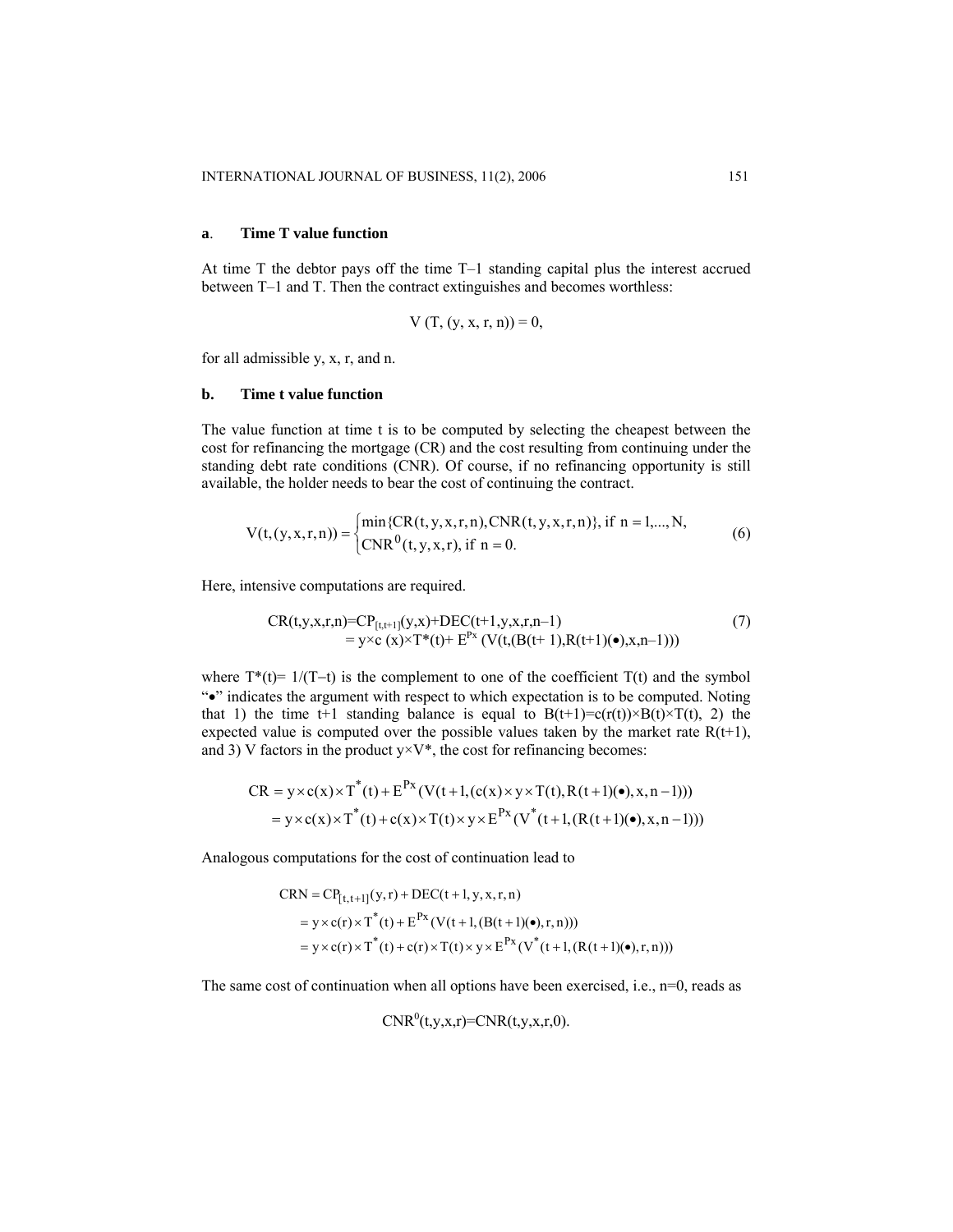### a. Time T value function

At time T the debtor pays off the time T–1 standing capital plus the interest accrued between T–1 and T. Then the contract extinguishes and becomes worthless:

$$V(T, (y, x, r, n)) = 0,$$

for all admissible y, x, r, and n.

### b. Time t value function

The value function at time t is to be computed by selecting the cheapest between the cost for refinancing the mortgage (CR) and the cost resulting from continuing under the standing debt rate conditions (CNR). Of course, if no refinancing opportunity is still available, the holder needs to bear the cost of continuing the contract.

$$V(t,(y,x,r,n)) = \begin{cases} \min\{CR(t,y,x,r,n), CNR(t,y,x,r,n)\}, \text{ if } n = 1,...,N, \\ CNR^0(t,y,x,r), \text{ if } n = 0. \end{cases} \tag{6}$$

Here, intensive computations are required.

$$\begin{aligned} CR(t,y,x,r,n) &= CP_{[t,t+1]}(y,x) + DEC(t+1,y,x,r,n-1) \\ &= y \times c(x) \times T^*(t) + E^{Px}(V(t,(B(t+1),R(t+1)(\bullet),x,n-1))) \end{aligned} \tag{7}$$

where $T^*(t) = 1/(T-t)$ is the complement to one of the coefficient $T(t)$ and the symbol "$\bullet$" indicates the argument with respect to which expectation is to be computed. Noting that 1) the time t+1 standing balance is equal to $B(t+1) = c(r(t)) \times B(t) \times T(t)$, 2) the expected value is computed over the possible values taken by the market rate $R(t+1)$, and 3) V factors in the product $y \times V^*$, the cost for refinancing becomes:

$$\begin{aligned} CR &= y \times c(x) \times T^*(t) + E^{Px}(V(t+1,(c(x) \times y \times T(t), R(t+1)(\bullet), x, n-1))) \\ &= y \times c(x) \times T^*(t) + c(x) \times T(t) \times y \times E^{Px}(V^*(t+1,(R(t+1)(\bullet), x, n-1))) \end{aligned}$$

Analogous computations for the cost of continuation lead to

$$\begin{aligned} CRN &= CP_{[t,t+1]}(y,r) + DEC(t+1,y,x,r,n) \\ &= y \times c(r) \times T^*(t) + E^{Px}(V(t+1,(B(t+1)(\bullet),r,n))) \\ &= y \times c(r) \times T^*(t) + c(r) \times T(t) \times y \times E^{Px}(V^*(t+1,(R(t+1)(\bullet),r,n))) \end{aligned}$$

The same cost of continuation when all options have been exercised, i.e., n=0, reads as

$$CNR^0(t,y,x,r) = CNR(t,y,x,r,0).$$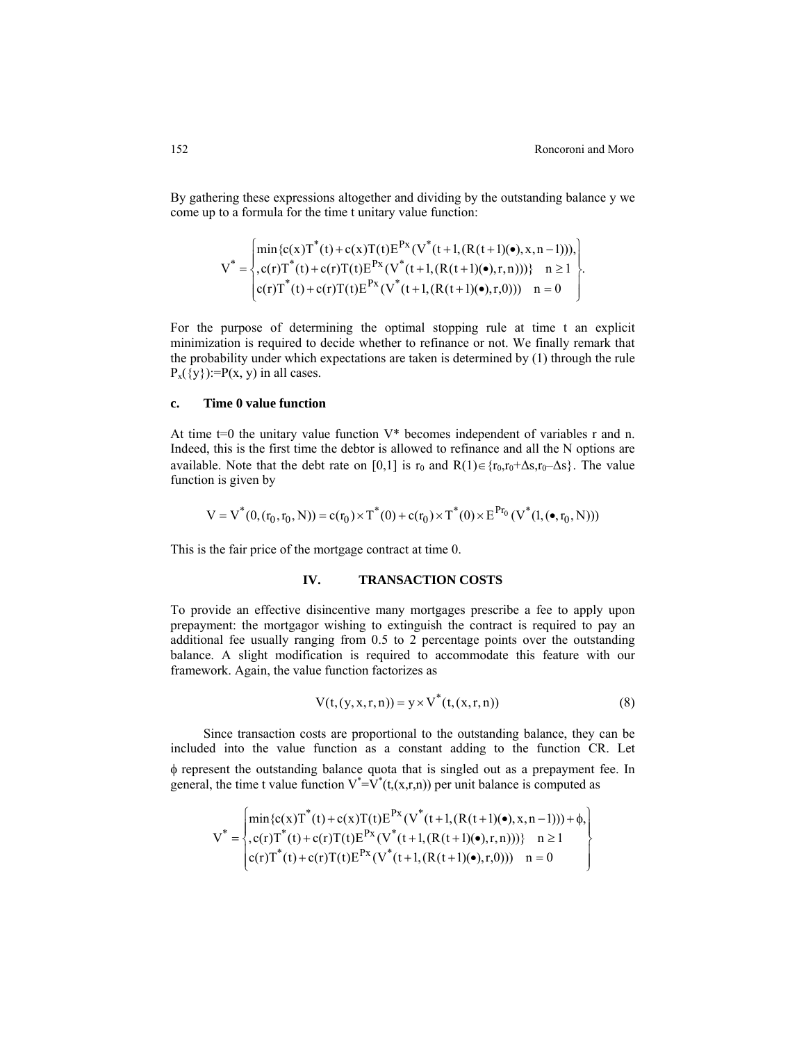By gathering these expressions altogether and dividing by the outstanding balance y we come up to a formula for the time t unitary value function:

$$V^* = \begin{cases} \min\{c(x)T^*(t) + c(x)T(t)E^{Px}(V^*(t+1,(R(t+1)(\bullet),x,n-1))), \\ ,c(r)T^*(t) + c(r)T(t)E^{Px}(V^*(t+1,(R(t+1)(\bullet),r,n)))\} \quad n \geq 1 \\ c(r)T^*(t) + c(r)T(t)E^{Px}(V^*(t+1,(R(t+1)(\bullet),r,0))) \quad n = 0 \end{cases}.$$

For the purpose of determining the optimal stopping rule at time t an explicit minimization is required to decide whether to refinance or not. We finally remark that the probability under which expectations are taken is determined by (1) through the rule $P_x(\{y\}) := P(x, y)$ in all cases.

### c. Time 0 value function

At time t=0 the unitary value function V* becomes independent of variables r and n. Indeed, this is the first time the debtor is allowed to refinance and all the N options are available. Note that the debt rate on [0,1] is $r_0$ and $R(1) \in \{r_0, r_0+\Delta s, r_0-\Delta s\}$. The value function is given by

$$V = V^*(0,(r_0,r_0,N)) = c(r_0) \times T^*(0) + c(r_0) \times T^*(0) \times E^{Pr_0}(V^*(1,(\bullet,r_0,N)))$$

This is the fair price of the mortgage contract at time 0.

## IV. TRANSACTION COSTS

To provide an effective disincentive many mortgages prescribe a fee to apply upon prepayment: the mortgagor wishing to extinguish the contract is required to pay an additional fee usually ranging from 0.5 to 2 percentage points over the outstanding balance. A slight modification is required to accommodate this feature with our framework. Again, the value function factorizes as

$$V(t,(y,x,r,n)) = y \times V^*(t,(x,r,n)) \tag{8}$$

Since transaction costs are proportional to the outstanding balance, they can be included into the value function as a constant adding to the function CR. Let $\phi$ represent the outstanding balance quota that is singled out as a prepayment fee. In general, the time t value function $V^*=V^*(t,(x,r,n))$ per unit balance is computed as

$$V^* = \begin{cases} \min\{c(x)T^*(t) + c(x)T(t)E^{Px}(V^*(t+1,(R(t+1)(\bullet),x,n-1))) + \phi, \\ ,c(r)T^*(t) + c(r)T(t)E^{Px}(V^*(t+1,(R(t+1)(\bullet),r,n)))\} \quad n \geq 1 \\ c(r)T^*(t) + c(r)T(t)E^{Px}(V^*(t+1,(R(t+1)(\bullet),r,0))) \quad n = 0 \end{cases}$$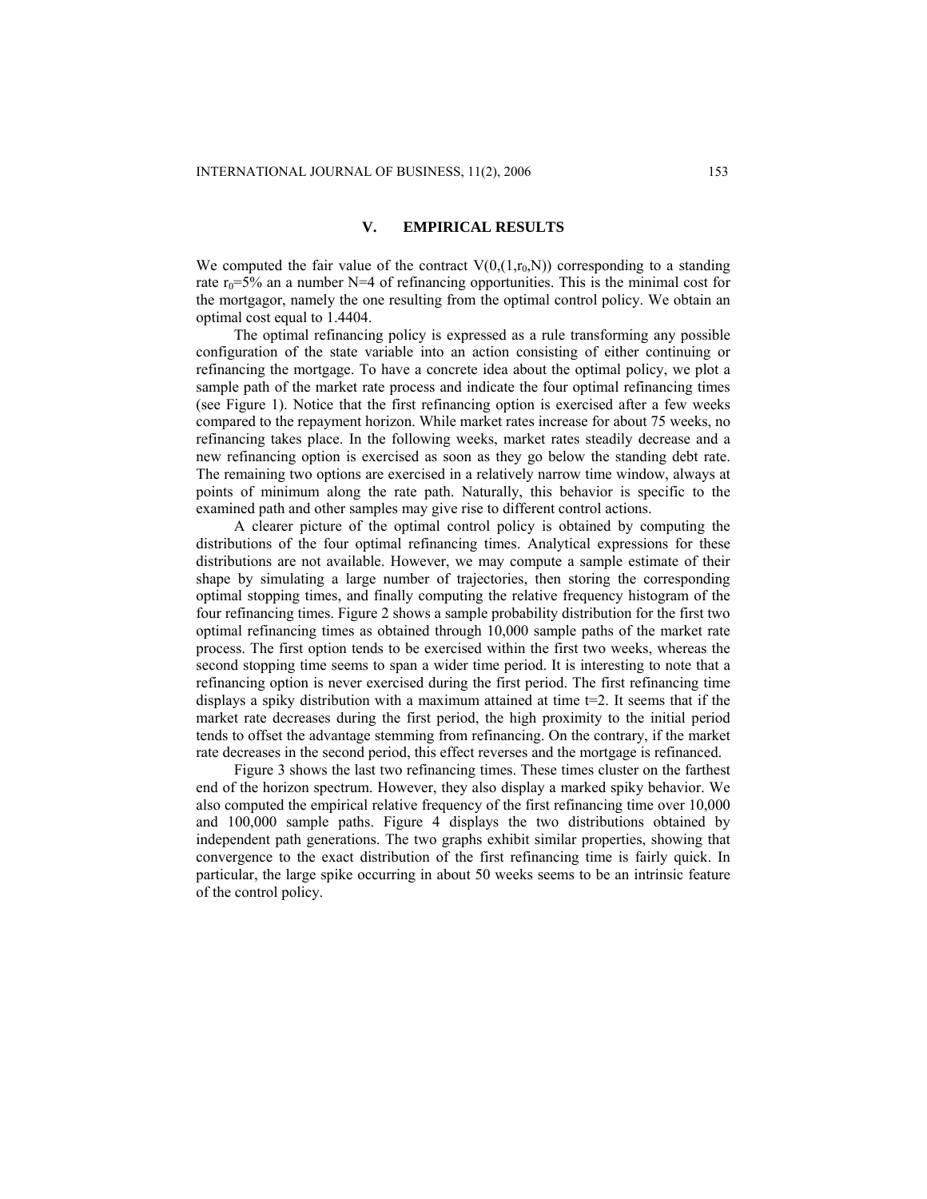## V. EMPIRICAL RESULTS

We computed the fair value of the contract $V(0,(1,r_0,N))$ corresponding to a standing rate $r_0$=5% an a number N=4 of refinancing opportunities. This is the minimal cost for the mortgagor, namely the one resulting from the optimal control policy. We obtain an optimal cost equal to 1.4404.

The optimal refinancing policy is expressed as a rule transforming any possible configuration of the state variable into an action consisting of either continuing or refinancing the mortgage. To have a concrete idea about the optimal policy, we plot a sample path of the market rate process and indicate the four optimal refinancing times (see Figure 1). Notice that the first refinancing option is exercised after a few weeks compared to the repayment horizon. While market rates increase for about 75 weeks, no refinancing takes place. In the following weeks, market rates steadily decrease and a new refinancing option is exercised as soon as they go below the standing debt rate. The remaining two options are exercised in a relatively narrow time window, always at points of minimum along the rate path. Naturally, this behavior is specific to the examined path and other samples may give rise to different control actions.

A clearer picture of the optimal control policy is obtained by computing the distributions of the four optimal refinancing times. Analytical expressions for these distributions are not available. However, we may compute a sample estimate of their shape by simulating a large number of trajectories, then storing the corresponding optimal stopping times, and finally computing the relative frequency histogram of the four refinancing times. Figure 2 shows a sample probability distribution for the first two optimal refinancing times as obtained through 10,000 sample paths of the market rate process. The first option tends to be exercised within the first two weeks, whereas the second stopping time seems to span a wider time period. It is interesting to note that a refinancing option is never exercised during the first period. The first refinancing time displays a spiky distribution with a maximum attained at time t=2. It seems that if the market rate decreases during the first period, the high proximity to the initial period tends to offset the advantage stemming from refinancing. On the contrary, if the market rate decreases in the second period, this effect reverses and the mortgage is refinanced.

Figure 3 shows the last two refinancing times. These times cluster on the farthest end of the horizon spectrum. However, they also display a marked spiky behavior. We also computed the empirical relative frequency of the first refinancing time over 10,000 and 100,000 sample paths. Figure 4 displays the two distributions obtained by independent path generations. The two graphs exhibit similar properties, showing that convergence to the exact distribution of the first refinancing time is fairly quick. In particular, the large spike occurring in about 50 weeks seems to be an intrinsic feature of the control policy.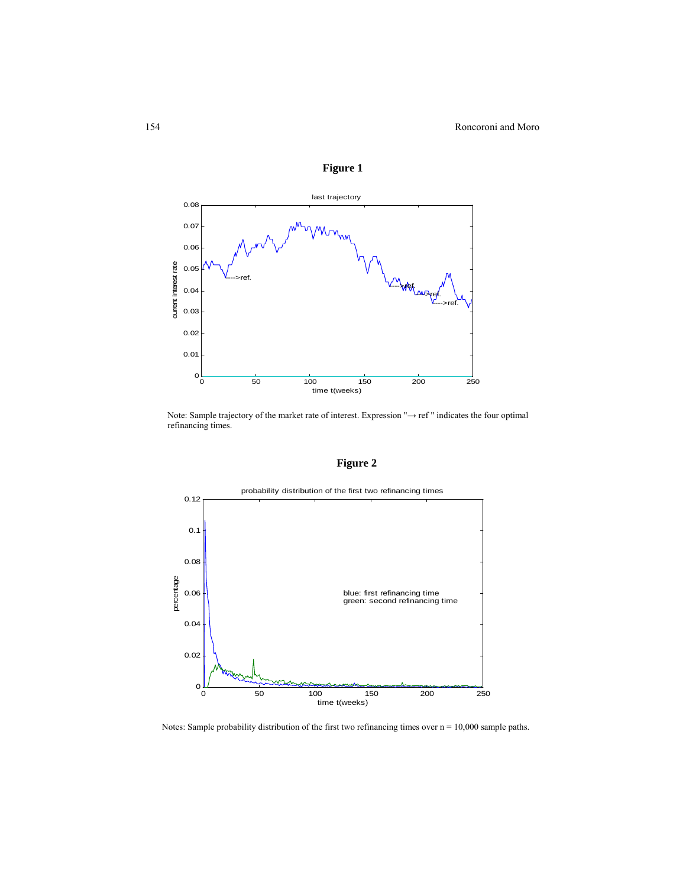**Figure 1**

Note: Sample trajectory of the market rate of interest. Expression "→ ref " indicates the four optimal refinancing times.

**Figure 2**

Notes: Sample probability distribution of the first two refinancing times over n = 10,000 sample paths.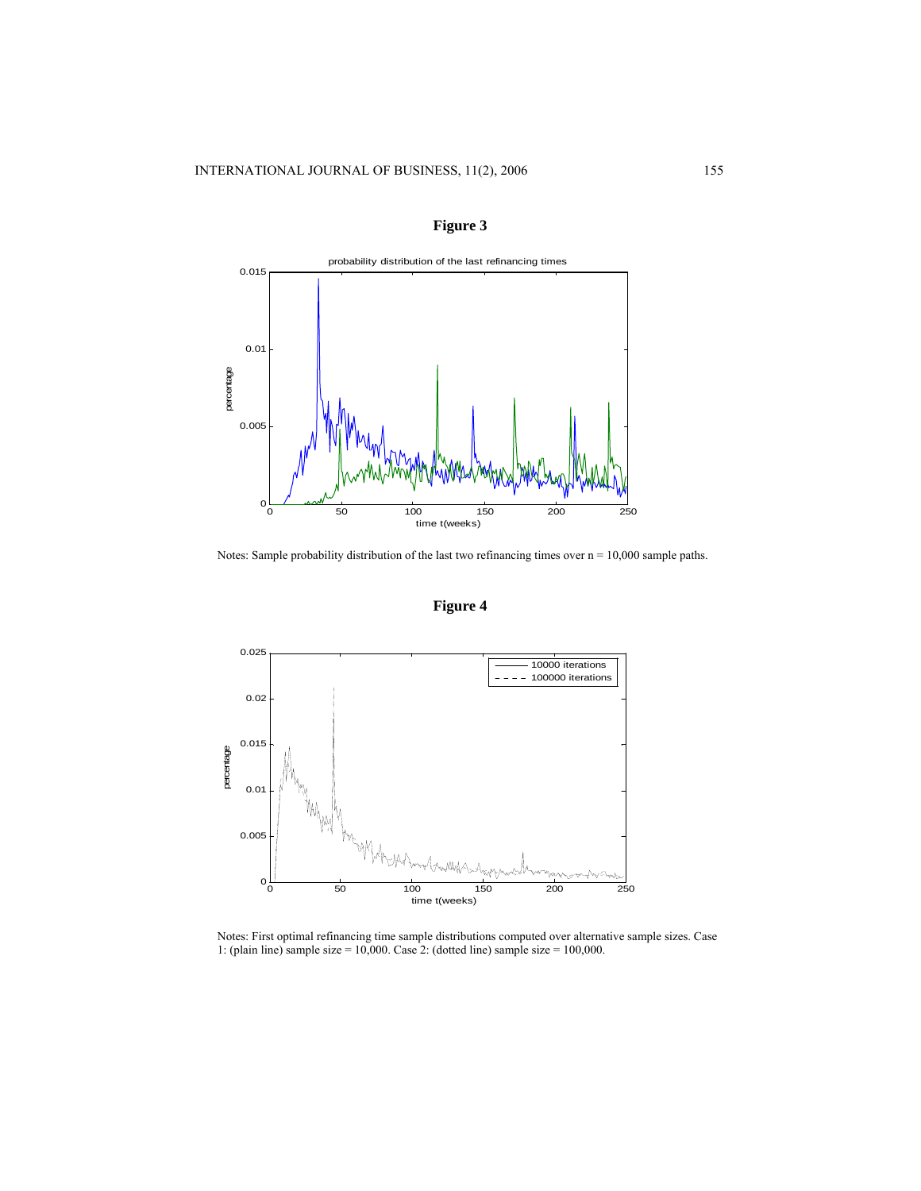## Figure 3

Notes: Sample probability distribution of the last two refinancing times over n = 10,000 sample paths.

## Figure 4

Notes: First optimal refinancing time sample distributions computed over alternative sample sizes. Case 1: (plain line) sample size = 10,000. Case 2: (dotted line) sample size = 100,000.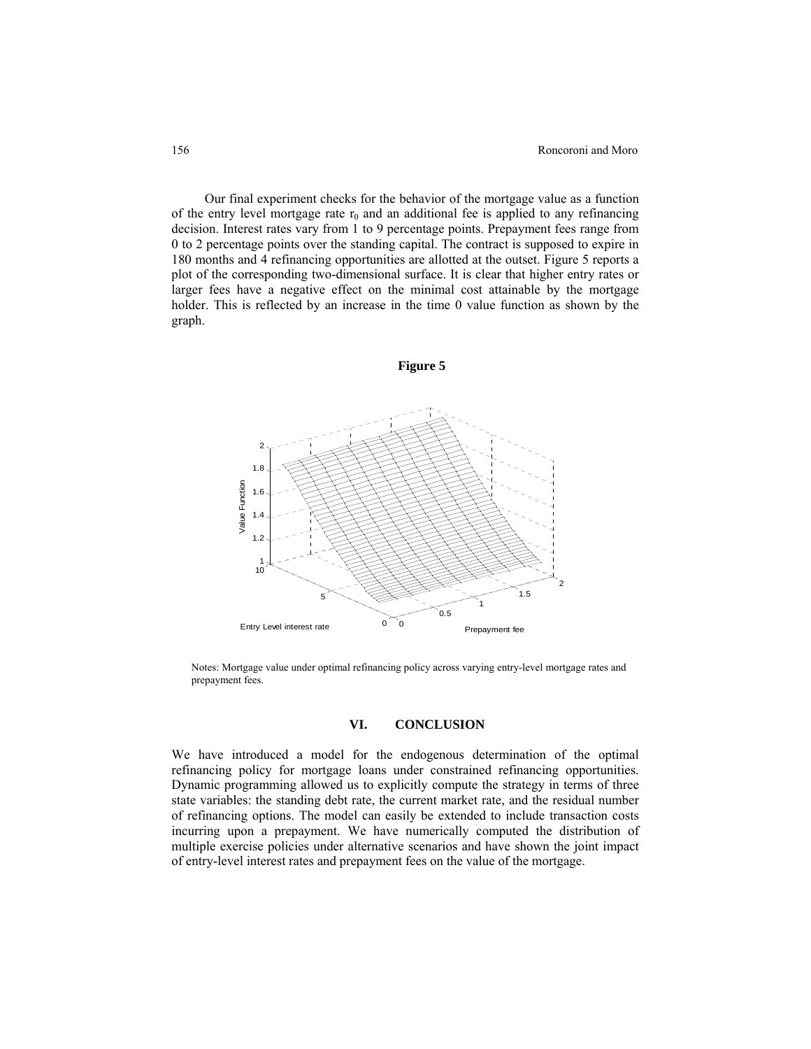Our final experiment checks for the behavior of the mortgage value as a function of the entry level mortgage rate $r_0$ and an additional fee is applied to any refinancing decision. Interest rates vary from 1 to 9 percentage points. Prepayment fees range from 0 to 2 percentage points over the standing capital. The contract is supposed to expire in 180 months and 4 refinancing opportunities are allotted at the outset. Figure 5 reports a plot of the corresponding two-dimensional surface. It is clear that higher entry rates or larger fees have a negative effect on the minimal cost attainable by the mortgage holder. This is reflected by an increase in the time 0 value function as shown by the graph.

**Figure 5**

Notes: Mortgage value under optimal refinancing policy across varying entry-level mortgage rates and prepayment fees.

## VI. CONCLUSION

We have introduced a model for the endogenous determination of the optimal refinancing policy for mortgage loans under constrained refinancing opportunities. Dynamic programming allowed us to explicitly compute the strategy in terms of three state variables: the standing debt rate, the current market rate, and the residual number of refinancing options. The model can easily be extended to include transaction costs incurring upon a prepayment. We have numerically computed the distribution of multiple exercise policies under alternative scenarios and have shown the joint impact of entry-level interest rates and prepayment fees on the value of the mortgage.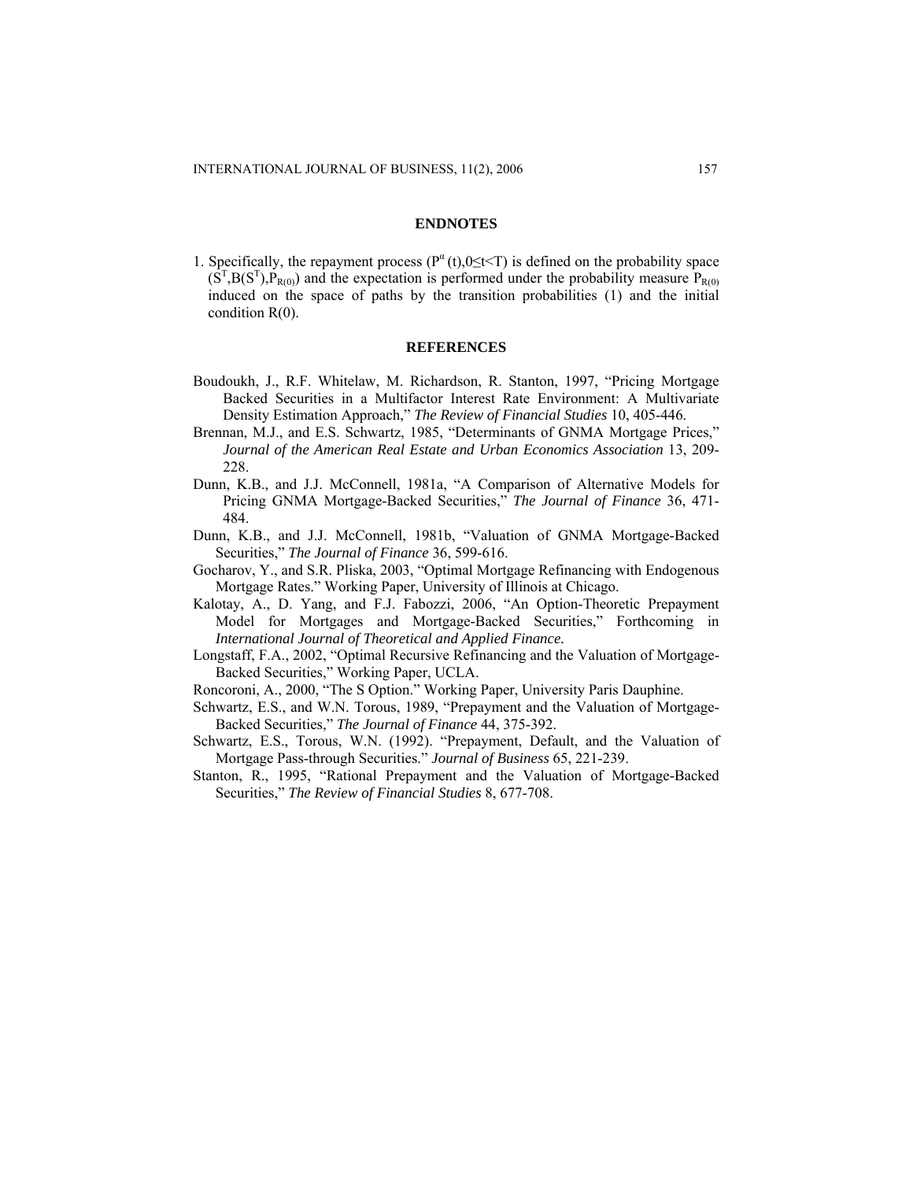## ENDNOTES

1. Specifically, the repayment process ($P^{\alpha}(t), 0 \leq t < T$) is defined on the probability space ($S^T, B(S^T), P_{R(0)}$) and the expectation is performed under the probability measure $P_{R(0)}$ induced on the space of paths by the transition probabilities (1) and the initial condition R(0).

## REFERENCES

Boudoukh, J., R.F. Whitelaw, M. Richardson, R. Stanton, 1997, "Pricing Mortgage Backed Securities in a Multifactor Interest Rate Environment: A Multivariate Density Estimation Approach," *The Review of Financial Studies* 10, 405-446.

Brennan, M.J., and E.S. Schwartz, 1985, "Determinants of GNMA Mortgage Prices," *Journal of the American Real Estate and Urban Economics Association* 13, 209-228.

Dunn, K.B., and J.J. McConnell, 1981a, "A Comparison of Alternative Models for Pricing GNMA Mortgage-Backed Securities," *The Journal of Finance* 36, 471-484.

Dunn, K.B., and J.J. McConnell, 1981b, "Valuation of GNMA Mortgage-Backed Securities," *The Journal of Finance* 36, 599-616.

Gocharov, Y., and S.R. Pliska, 2003, "Optimal Mortgage Refinancing with Endogenous Mortgage Rates." Working Paper, University of Illinois at Chicago.

Kalotay, A., D. Yang, and F.J. Fabozzi, 2006, "An Option-Theoretic Prepayment Model for Mortgages and Mortgage-Backed Securities," Forthcoming in *International Journal of Theoretical and Applied Finance.*

Longstaff, F.A., 2002, "Optimal Recursive Refinancing and the Valuation of Mortgage-Backed Securities," Working Paper, UCLA.

Roncoroni, A., 2000, "The S Option." Working Paper, University Paris Dauphine.

Schwartz, E.S., and W.N. Torous, 1989, "Prepayment and the Valuation of Mortgage-Backed Securities," *The Journal of Finance* 44, 375-392.

Schwartz, E.S., Torous, W.N. (1992). "Prepayment, Default, and the Valuation of Mortgage Pass-through Securities." *Journal of Business* 65, 221-239.

Stanton, R., 1995, "Rational Prepayment and the Valuation of Mortgage-Backed Securities," *The Review of Financial Studies* 8, 677-708.